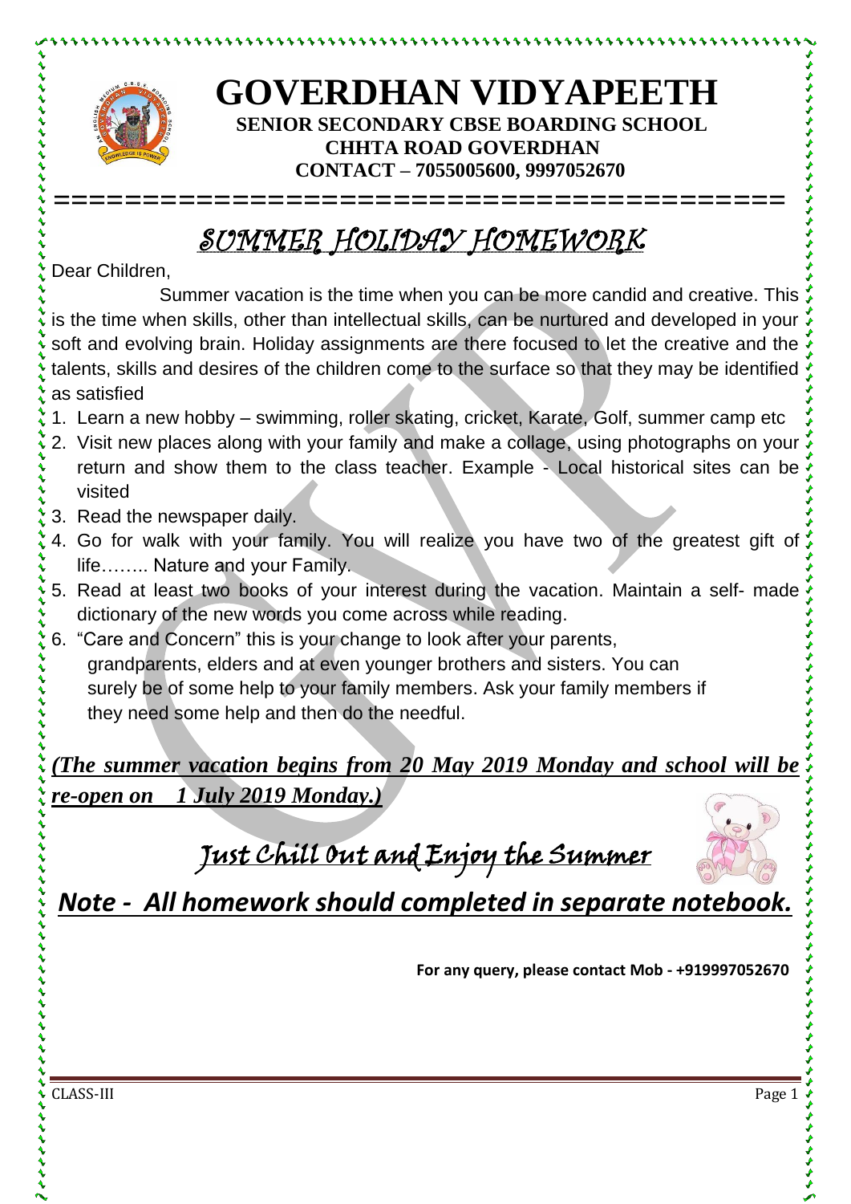# GOVERDHAN VIDYAPEETH

**SENIOR SECONDARY CBSE BOARDING SCHOOL**
**CHHTA ROAD GOVERDHAN**
**CONTACT – 7055005600, 9997052670**

## *SUMMER HOLIDAY HOMEWORK*

Dear Children,

Summer vacation is the time when you can be more candid and creative. This is the time when skills, other than intellectual skills, can be nurtured and developed in your soft and evolving brain. Holiday assignments are there focused to let the creative and the talents, skills and desires of the children come to the surface so that they may be identified as satisfied

1. Learn a new hobby – swimming, roller skating, cricket, Karate, Golf, summer camp etc
2. Visit new places along with your family and make a collage, using photographs on your return and show them to the class teacher. Example - Local historical sites can be visited
3. Read the newspaper daily.
4. Go for walk with your family. You will realize you have two of the greatest gift of life…….. Nature and your Family.
5. Read at least two books of your interest during the vacation. Maintain a self- made dictionary of the new words you come across while reading.
6. "Care and Concern" this is your change to look after your parents, grandparents, elders and at even younger brothers and sisters. You can surely be of some help to your family members. Ask your family members if they need some help and then do the needful.

***(The summer vacation begins from 20 May 2019 Monday and school will be re-open on 1 July 2019 Monday.)***

## *Just Chill Out and Enjoy the Summer*

***Note - All homework should completed in separate notebook.***

**For any query, please contact Mob - +919997052670**

CLASS-III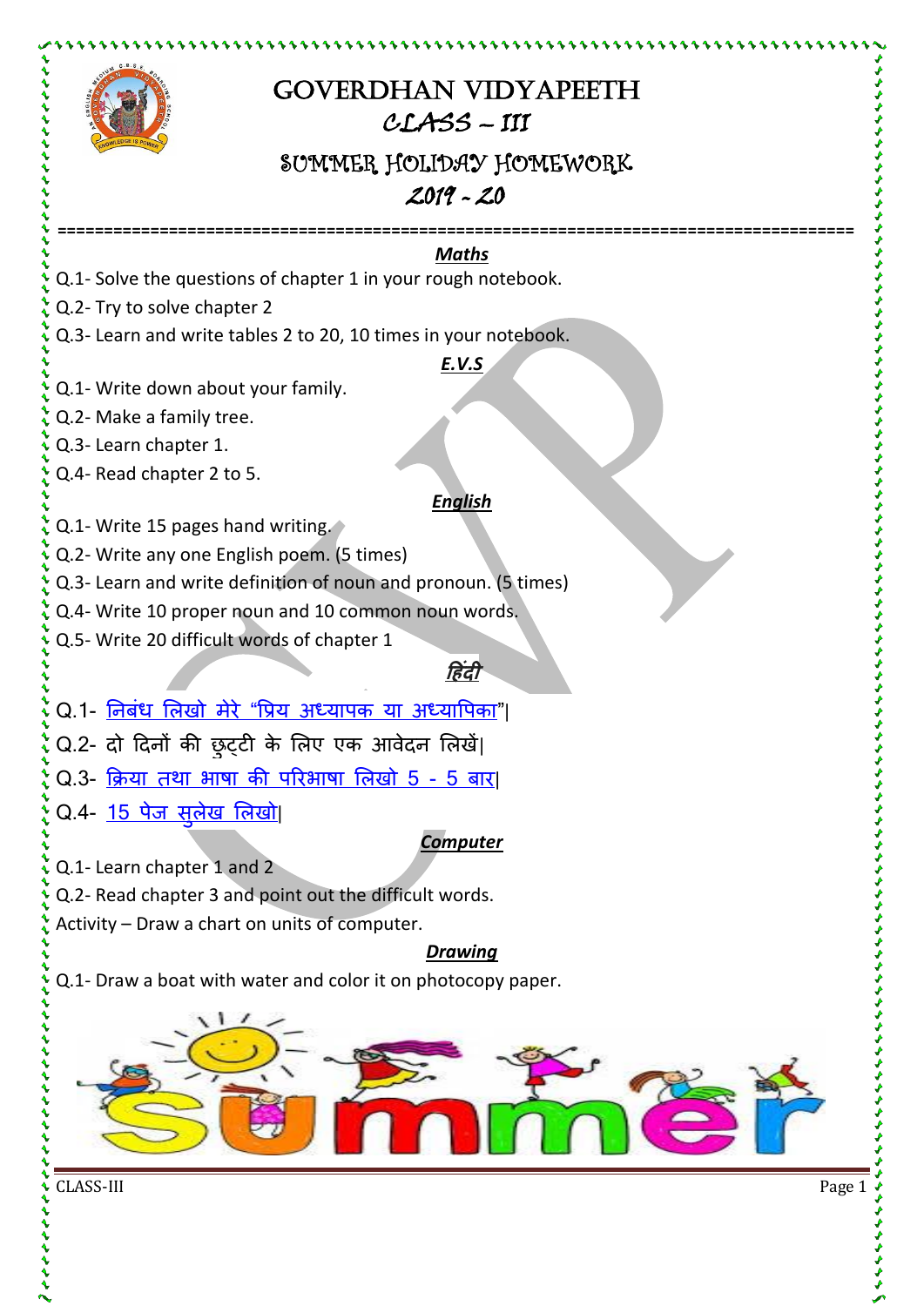# GOVERDHAN VIDYAPEETH

## CLASS – III

## SUMMER HOLIDAY HOMEWORK

## 2019 - 20

### *Maths*

Q.1- Solve the questions of chapter 1 in your rough notebook.

Q.2- Try to solve chapter 2

Q.3- Learn and write tables 2 to 20, 10 times in your notebook.

### *E.V.S*

Q.1- Write down about your family.

Q.2- Make a family tree.

Q.3- Learn chapter 1.

Q.4- Read chapter 2 to 5.

### *English*

Q.1- Write 15 pages hand writing.

Q.2- Write any one English poem. (5 times)

Q.3- Learn and write definition of noun and pronoun. (5 times)

Q.4- Write 10 proper noun and 10 common noun words.

Q.5- Write 20 difficult words of chapter 1

### *हिंदी*

Q.1- निबंध लिखो मेरे "प्रिय अध्यापक या अध्यापिका"|

Q.2- दो दिनों की छुट्टी के लिए एक आवेदन लिखें|

Q.3- क्रिया तथा भाषा की परिभाषा लिखो 5 - 5 बार|

Q.4- 15 पेज सुलेख लिखो|

### *Computer*

Q.1- Learn chapter 1 and 2

Q.2- Read chapter 3 and point out the difficult words.

Activity – Draw a chart on units of computer.

### *Drawing*

Q.1- Draw a boat with water and color it on photocopy paper.